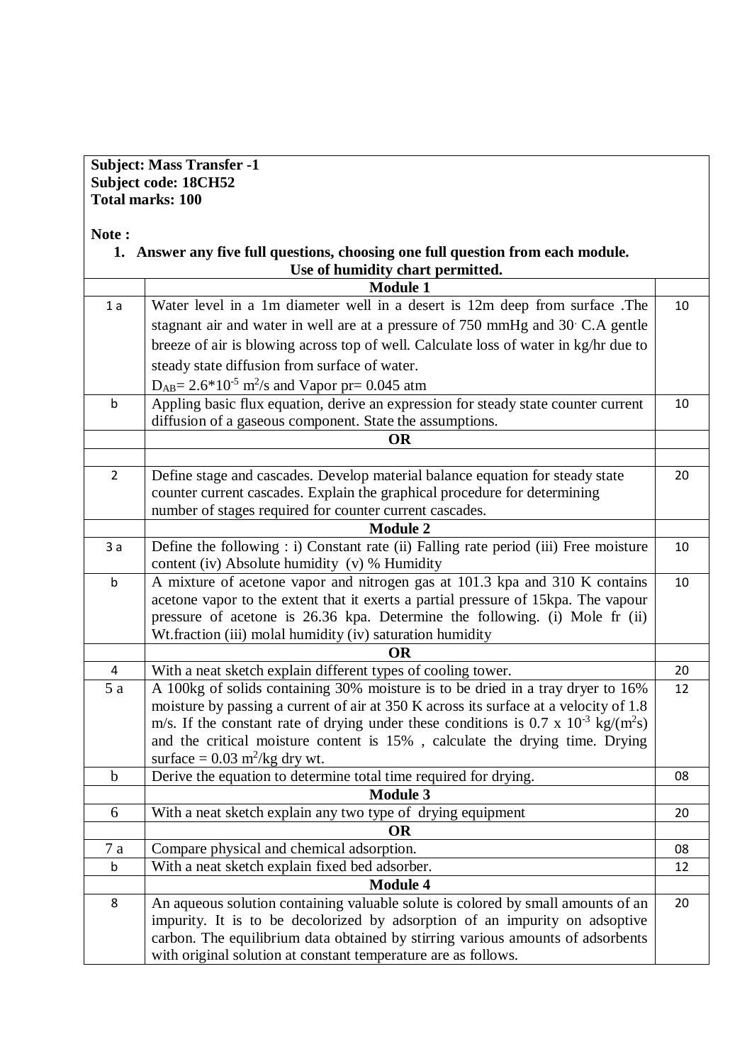**Subject: Mass Transfer -1**
**Subject code: 18CH52**
**Total marks: 100**

**Note :**

1. **Answer any five full questions, choosing one full question from each module. Use of humidity chart permitted.**

| | **Module 1** | |
|---|---|---|
| 1 a | Water level in a 1m diameter well in a desert is 12m deep from surface .The stagnant air and water in well are at a pressure of 750 mmHg and 30. C.A gentle breeze of air is blowing across top of well. Calculate loss of water in kg/hr due to steady state diffusion from surface of water. $D_{AB}$= $2.6*10^{-5}$ $m^2/s$ and Vapor pr= 0.045 atm | 10 |
| b | Appling basic flux equation, derive an expression for steady state counter current diffusion of a gaseous component. State the assumptions. | 10 |
| | **OR** | |
| | | |
| 2 | Define stage and cascades. Develop material balance equation for steady state counter current cascades. Explain the graphical procedure for determining number of stages required for counter current cascades. | 20 |
| | **Module 2** | |
| 3 a | Define the following : i) Constant rate (ii) Falling rate period (iii) Free moisture content (iv) Absolute humidity (v) % Humidity | 10 |
| b | A mixture of acetone vapor and nitrogen gas at 101.3 kpa and 310 K contains acetone vapor to the extent that it exerts a partial pressure of 15kpa. The vapour pressure of acetone is 26.36 kpa. Determine the following. (i) Mole fr (ii) Wt.fraction (iii) molal humidity (iv) saturation humidity | 10 |
| | **OR** | |
| 4 | With a neat sketch explain different types of cooling tower. | 20 |
| 5 a | A 100kg of solids containing 30% moisture is to be dried in a tray dryer to 16% moisture by passing a current of air at 350 K across its surface at a velocity of 1.8 m/s. If the constant rate of drying under these conditions is 0.7 x $10^{-3}$ $kg/(m^2s)$ and the critical moisture content is 15% , calculate the drying time. Drying surface = 0.03 $m^2$/kg dry wt. | 12 |
| b | Derive the equation to determine total time required for drying. | 08 |
| | **Module 3** | |
| 6 | With a neat sketch explain any two type of drying equipment | 20 |
| | **OR** | |
| 7 a | Compare physical and chemical adsorption. | 08 |
| b | With a neat sketch explain fixed bed adsorber. | 12 |
| | **Module 4** | |
| 8 | An aqueous solution containing valuable solute is colored by small amounts of an impurity. It is to be decolorized by adsorption of an impurity on adsoptive carbon. The equilibrium data obtained by stirring various amounts of adsorbents with original solution at constant temperature are as follows. | 20 |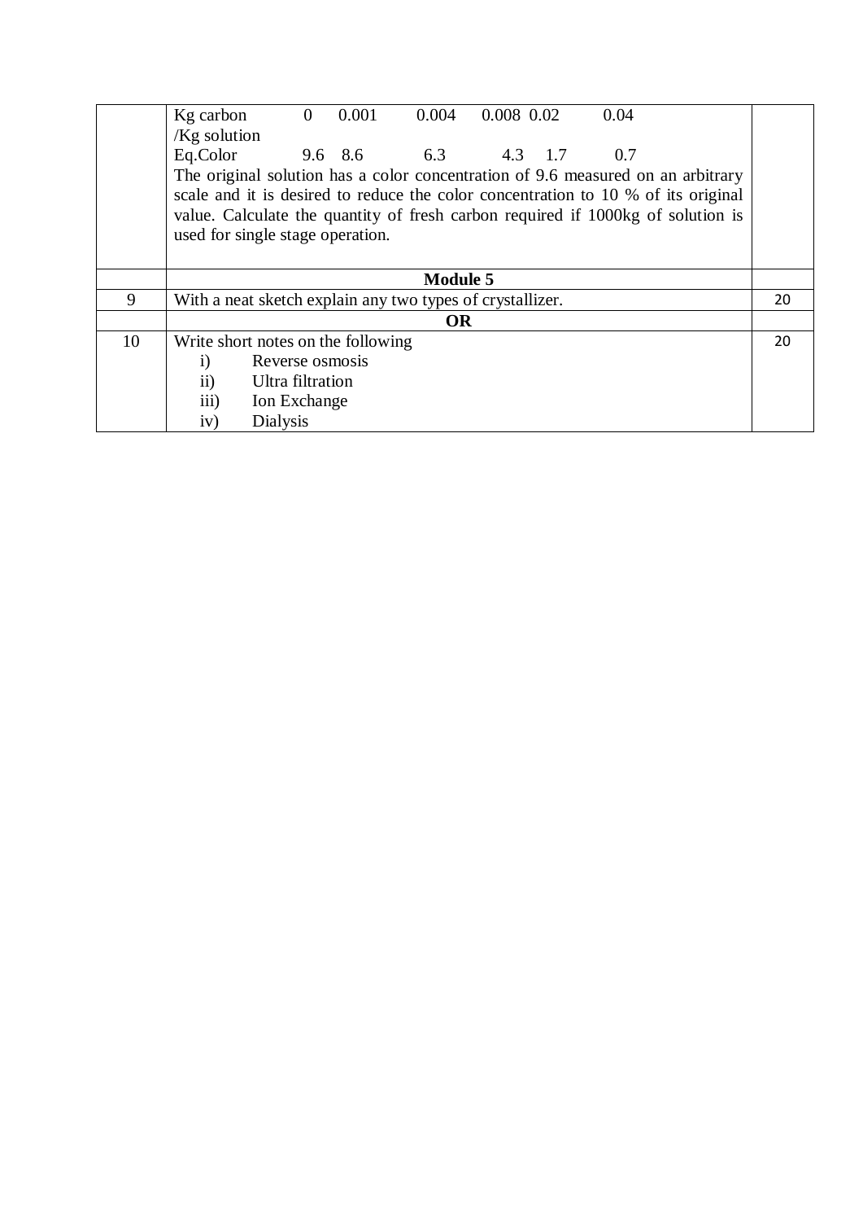| | | |
|---|---|---|
| | Kg carbon /Kg solution 0 0.001 0.004 0.008 0.02 0.04<br>Eq.Color 9.6 8.6 6.3 4.3 1.7 0.7<br>The original solution has a color concentration of 9.6 measured on an arbitrary scale and it is desired to reduce the color concentration to 10 % of its original value. Calculate the quantity of fresh carbon required if 1000kg of solution is used for single stage operation. | |
| | **Module 5** | |
| 9 | With a neat sketch explain any two types of crystallizer. | 20 |
| | **OR** | |
| 10 | Write short notes on the following<br>i) Reverse osmosis<br>ii) Ultra filtration<br>iii) Ion Exchange<br>iv) Dialysis | 20 |